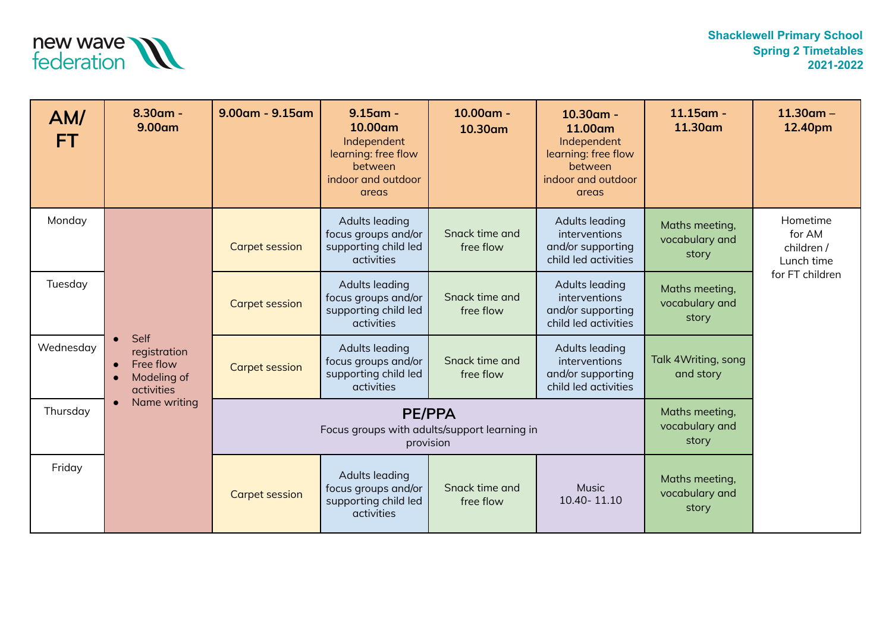new wave federation

**Shacklewell Primary School**
**Spring 2 Timetables**
**2021-2022**

| AM/ FT | 8.30am - 9.00am | 9.00am - 9.15am | 9.15am - 10.00am Independent learning: free flow between indoor and outdoor areas | 10.00am - 10.30am | 10.30am - 11.00am Independent learning: free flow between indoor and outdoor areas | 11.15am - 11.30am | 11.30am – 12.40pm |
|---|---|---|---|---|---|---|---|
| Monday | • Self registration • Free flow • Modeling of activities • Name writing | Carpet session | Adults leading focus groups and/or supporting child led activities | Snack time and free flow | Adults leading interventions and/or supporting child led activities | Maths meeting, vocabulary and story | Hometime for AM children / Lunch time for FT children |
| Tuesday | | Carpet session | Adults leading focus groups and/or supporting child led activities | Snack time and free flow | Adults leading interventions and/or supporting child led activities | Maths meeting, vocabulary and story | |
| Wednesday | | Carpet session | Adults leading focus groups and/or supporting child led activities | Snack time and free flow | Adults leading interventions and/or supporting child led activities | Talk 4Writing, song and story | |
| Thursday | | **PE/PPA** Focus groups with adults/support learning in provision | | | | Maths meeting, vocabulary and story | |
| Friday | | Carpet session | Adults leading focus groups and/or supporting child led activities | Snack time and free flow | Music 10.40- 11.10 | Maths meeting, vocabulary and story | |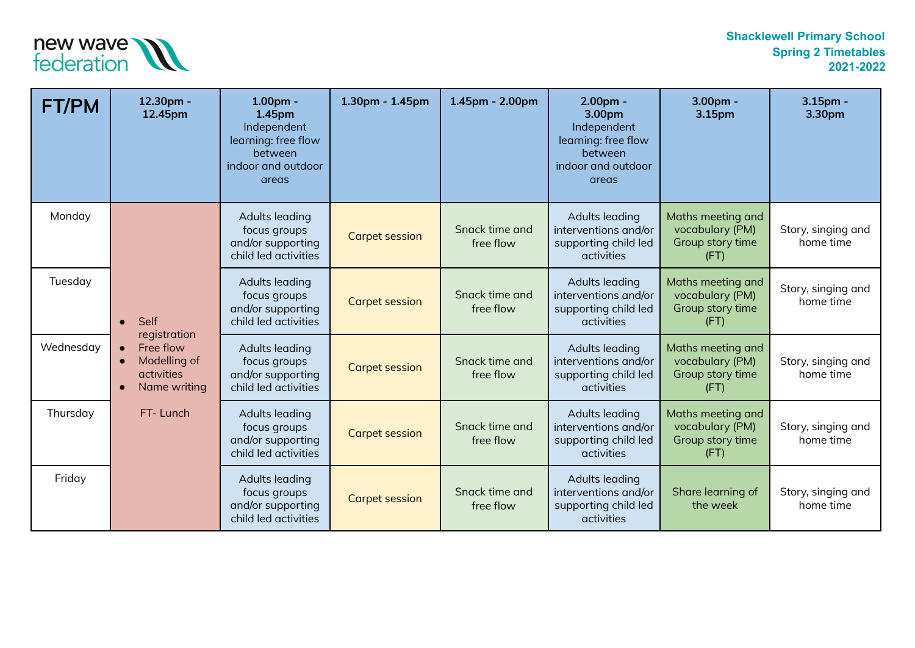new wave federation

**Shacklewell Primary School**
**Spring 2 Timetables**
**2021-2022**

| FT/PM | 12.30pm - 12.45pm | 1.00pm - 1.45pm Independent learning: free flow between indoor and outdoor areas | 1.30pm - 1.45pm | 1.45pm - 2.00pm | 2.00pm - 3.00pm Independent learning: free flow between indoor and outdoor areas | 3.00pm - 3.15pm | 3.15pm - 3.30pm |
|---|---|---|---|---|---|---|---|
| Monday | • Self registration<br>• Free flow<br>• Modelling of activities<br>• Name writing<br><br>FT- Lunch | Adults leading focus groups and/or supporting child led activities | Carpet session | Snack time and free flow | Adults leading interventions and/or supporting child led activities | Maths meeting and vocabulary (PM) Group story time (FT) | Story, singing and home time |
| Tuesday | | Adults leading focus groups and/or supporting child led activities | Carpet session | Snack time and free flow | Adults leading interventions and/or supporting child led activities | Maths meeting and vocabulary (PM) Group story time (FT) | Story, singing and home time |
| Wednesday | | Adults leading focus groups and/or supporting child led activities | Carpet session | Snack time and free flow | Adults leading interventions and/or supporting child led activities | Maths meeting and vocabulary (PM) Group story time (FT) | Story, singing and home time |
| Thursday | | Adults leading focus groups and/or supporting child led activities | Carpet session | Snack time and free flow | Adults leading interventions and/or supporting child led activities | Maths meeting and vocabulary (PM) Group story time (FT) | Story, singing and home time |
| Friday | | Adults leading focus groups and/or supporting child led activities | Carpet session | Snack time and free flow | Adults leading interventions and/or supporting child led activities | Share learning of the week | Story, singing and home time |